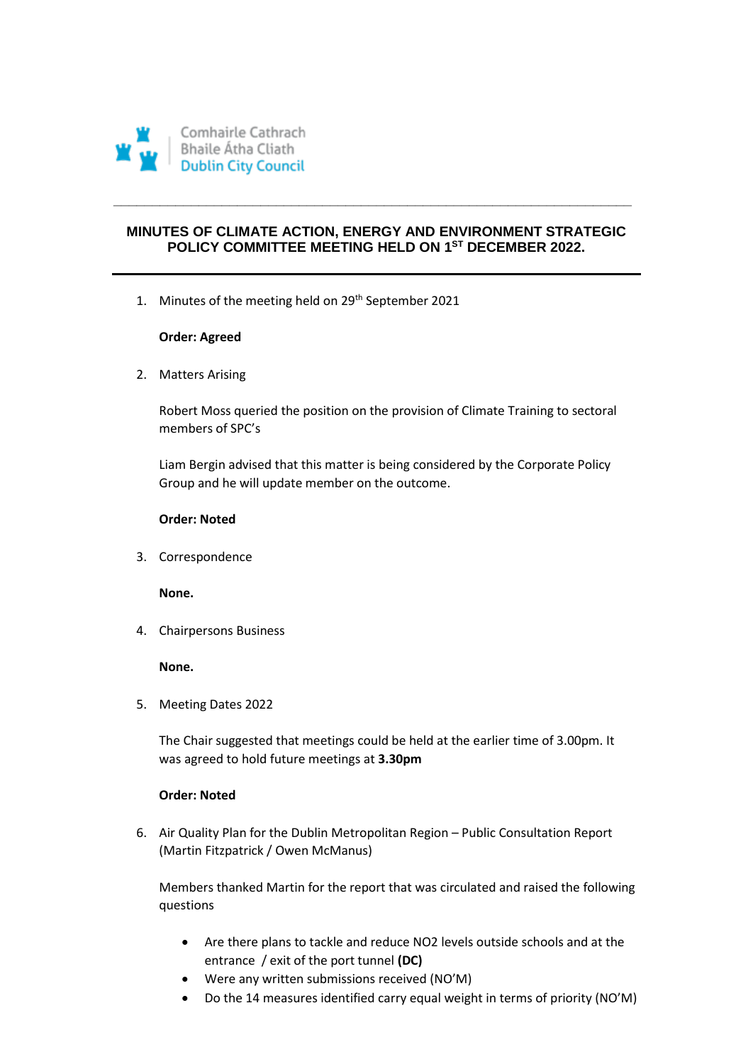Comhairle Cathrach
Bhaile Átha Cliath
Dublin City Council

# MINUTES OF CLIMATE ACTION, ENERGY AND ENVIRONMENT STRATEGIC POLICY COMMITTEE MEETING HELD ON 1ST DECEMBER 2022.

1. Minutes of the meeting held on 29th September 2021

   **Order: Agreed**

2. Matters Arising

   Robert Moss queried the position on the provision of Climate Training to sectoral members of SPC's

   Liam Bergin advised that this matter is being considered by the Corporate Policy Group and he will update member on the outcome.

   **Order: Noted**

3. Correspondence

   **None.**

4. Chairpersons Business

   **None.**

5. Meeting Dates 2022

   The Chair suggested that meetings could be held at the earlier time of 3.00pm. It was agreed to hold future meetings at **3.30pm**

   **Order: Noted**

6. Air Quality Plan for the Dublin Metropolitan Region – Public Consultation Report (Martin Fitzpatrick / Owen McManus)

   Members thanked Martin for the report that was circulated and raised the following questions

   - Are there plans to tackle and reduce $NO_2$ levels outside schools and at the entrance / exit of the port tunnel **(DC)**
   - Were any written submissions received (NO'M)
   - Do the 14 measures identified carry equal weight in terms of priority (NO'M)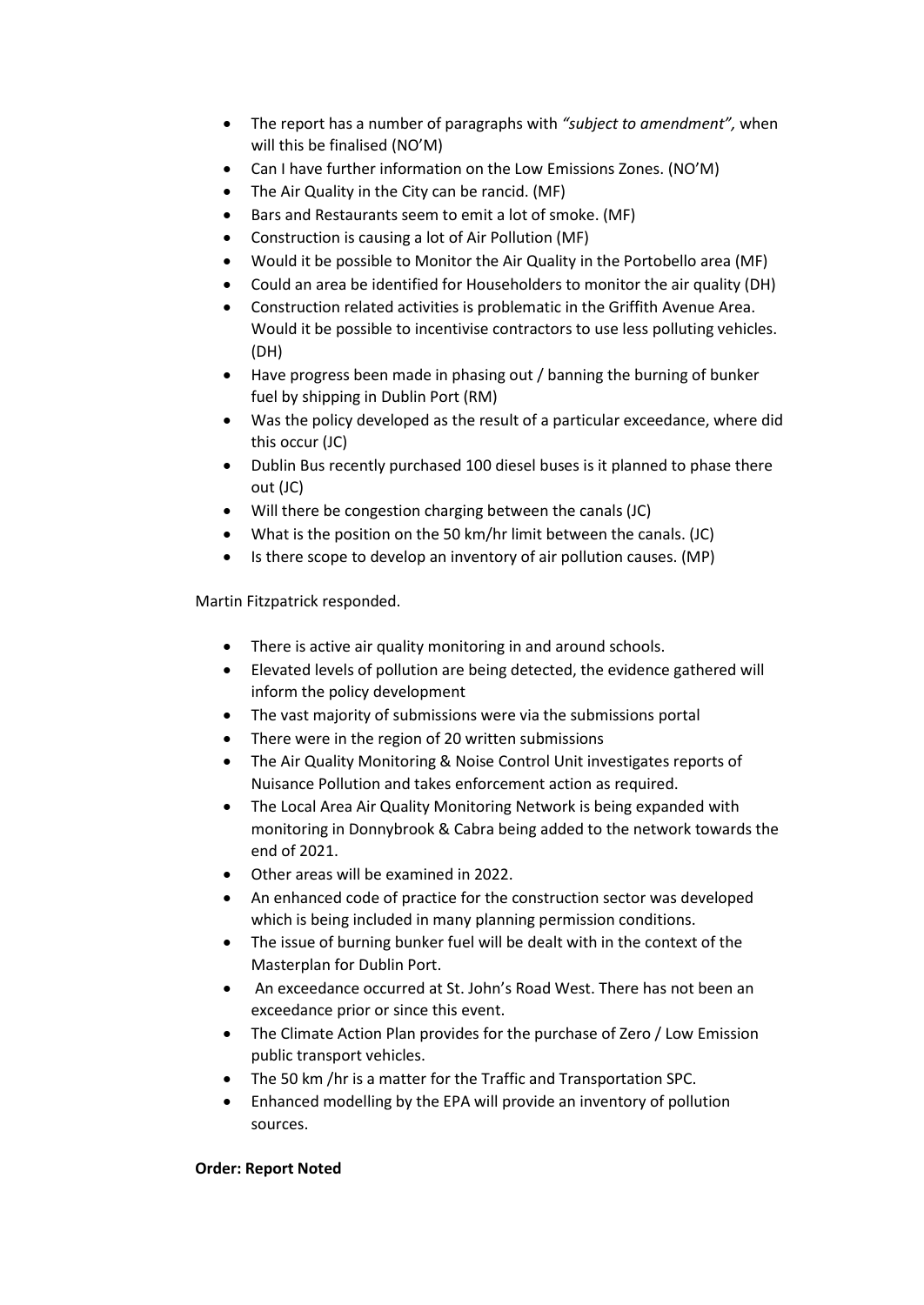- The report has a number of paragraphs with *"subject to amendment",* when will this be finalised (NO'M)
- Can I have further information on the Low Emissions Zones. (NO'M)
- The Air Quality in the City can be rancid. (MF)
- Bars and Restaurants seem to emit a lot of smoke. (MF)
- Construction is causing a lot of Air Pollution (MF)
- Would it be possible to Monitor the Air Quality in the Portobello area (MF)
- Could an area be identified for Householders to monitor the air quality (DH)
- Construction related activities is problematic in the Griffith Avenue Area. Would it be possible to incentivise contractors to use less polluting vehicles. (DH)
- Have progress been made in phasing out / banning the burning of bunker fuel by shipping in Dublin Port (RM)
- Was the policy developed as the result of a particular exceedance, where did this occur (JC)
- Dublin Bus recently purchased 100 diesel buses is it planned to phase there out (JC)
- Will there be congestion charging between the canals (JC)
- What is the position on the 50 km/hr limit between the canals. (JC)
- Is there scope to develop an inventory of air pollution causes. (MP)

Martin Fitzpatrick responded.

- There is active air quality monitoring in and around schools.
- Elevated levels of pollution are being detected, the evidence gathered will inform the policy development
- The vast majority of submissions were via the submissions portal
- There were in the region of 20 written submissions
- The Air Quality Monitoring & Noise Control Unit investigates reports of Nuisance Pollution and takes enforcement action as required.
- The Local Area Air Quality Monitoring Network is being expanded with monitoring in Donnybrook & Cabra being added to the network towards the end of 2021.
- Other areas will be examined in 2022.
- An enhanced code of practice for the construction sector was developed which is being included in many planning permission conditions.
- The issue of burning bunker fuel will be dealt with in the context of the Masterplan for Dublin Port.
- An exceedance occurred at St. John's Road West. There has not been an exceedance prior or since this event.
- The Climate Action Plan provides for the purchase of Zero / Low Emission public transport vehicles.
- The 50 km /hr is a matter for the Traffic and Transportation SPC.
- Enhanced modelling by the EPA will provide an inventory of pollution sources.

**Order: Report Noted**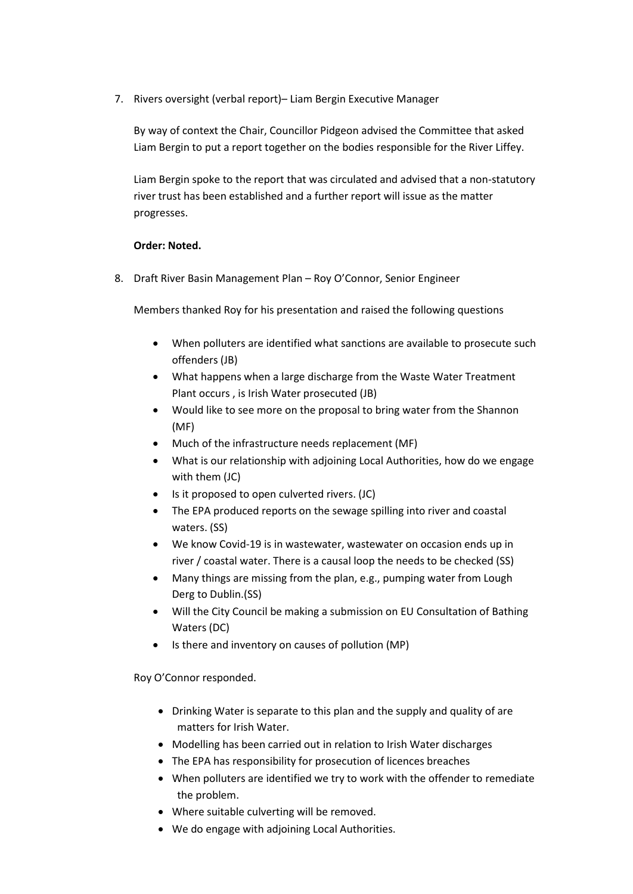7. Rivers oversight (verbal report)– Liam Bergin Executive Manager

   By way of context the Chair, Councillor Pidgeon advised the Committee that asked Liam Bergin to put a report together on the bodies responsible for the River Liffey.

   Liam Bergin spoke to the report that was circulated and advised that a non-statutory river trust has been established and a further report will issue as the matter progresses.

   **Order: Noted.**

8. Draft River Basin Management Plan – Roy O'Connor, Senior Engineer

   Members thanked Roy for his presentation and raised the following questions

   - When polluters are identified what sanctions are available to prosecute such offenders (JB)
   - What happens when a large discharge from the Waste Water Treatment Plant occurs , is Irish Water prosecuted (JB)
   - Would like to see more on the proposal to bring water from the Shannon (MF)
   - Much of the infrastructure needs replacement (MF)
   - What is our relationship with adjoining Local Authorities, how do we engage with them (JC)
   - Is it proposed to open culverted rivers. (JC)
   - The EPA produced reports on the sewage spilling into river and coastal waters. (SS)
   - We know Covid-19 is in wastewater, wastewater on occasion ends up in river / coastal water. There is a causal loop the needs to be checked (SS)
   - Many things are missing from the plan, e.g., pumping water from Lough Derg to Dublin.(SS)
   - Will the City Council be making a submission on EU Consultation of Bathing Waters (DC)
   - Is there and inventory on causes of pollution (MP)

   Roy O'Connor responded.

   - Drinking Water is separate to this plan and the supply and quality of are matters for Irish Water.
   - Modelling has been carried out in relation to Irish Water discharges
   - The EPA has responsibility for prosecution of licences breaches
   - When polluters are identified we try to work with the offender to remediate the problem.
   - Where suitable culverting will be removed.
   - We do engage with adjoining Local Authorities.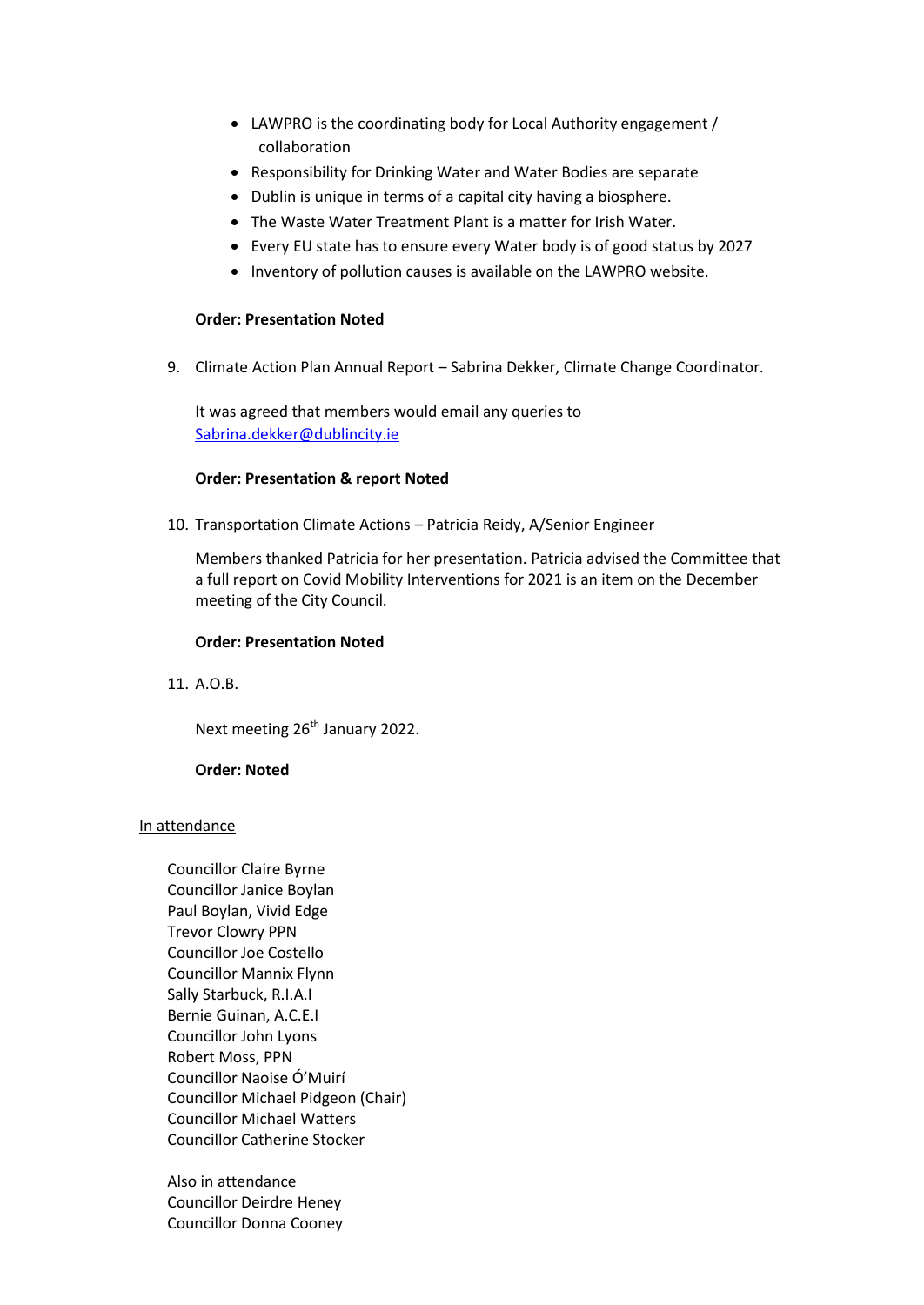- LAWPRO is the coordinating body for Local Authority engagement / collaboration
- Responsibility for Drinking Water and Water Bodies are separate
- Dublin is unique in terms of a capital city having a biosphere.
- The Waste Water Treatment Plant is a matter for Irish Water.
- Every EU state has to ensure every Water body is of good status by 2027
- Inventory of pollution causes is available on the LAWPRO website.

**Order: Presentation Noted**

9. Climate Action Plan Annual Report – Sabrina Dekker, Climate Change Coordinator.

   It was agreed that members would email any queries to [Sabrina.dekker@dublincity.ie](mailto:Sabrina.dekker@dublincity.ie)

   **Order: Presentation & report Noted**

10. Transportation Climate Actions – Patricia Reidy, A/Senior Engineer

    Members thanked Patricia for her presentation. Patricia advised the Committee that a full report on Covid Mobility Interventions for 2021 is an item on the December meeting of the City Council.

    **Order: Presentation Noted**

11. A.O.B.

    Next meeting 26th January 2022.

    **Order: Noted**

<u>In attendance</u>

Councillor Claire Byrne
Councillor Janice Boylan
Paul Boylan, Vivid Edge
Trevor Clowry PPN
Councillor Joe Costello
Councillor Mannix Flynn
Sally Starbuck, R.I.A.I
Bernie Guinan, A.C.E.I
Councillor John Lyons
Robert Moss, PPN
Councillor Naoise Ó'Muirí
Councillor Michael Pidgeon (Chair)
Councillor Michael Watters
Councillor Catherine Stocker

Also in attendance
Councillor Deirdre Heney
Councillor Donna Cooney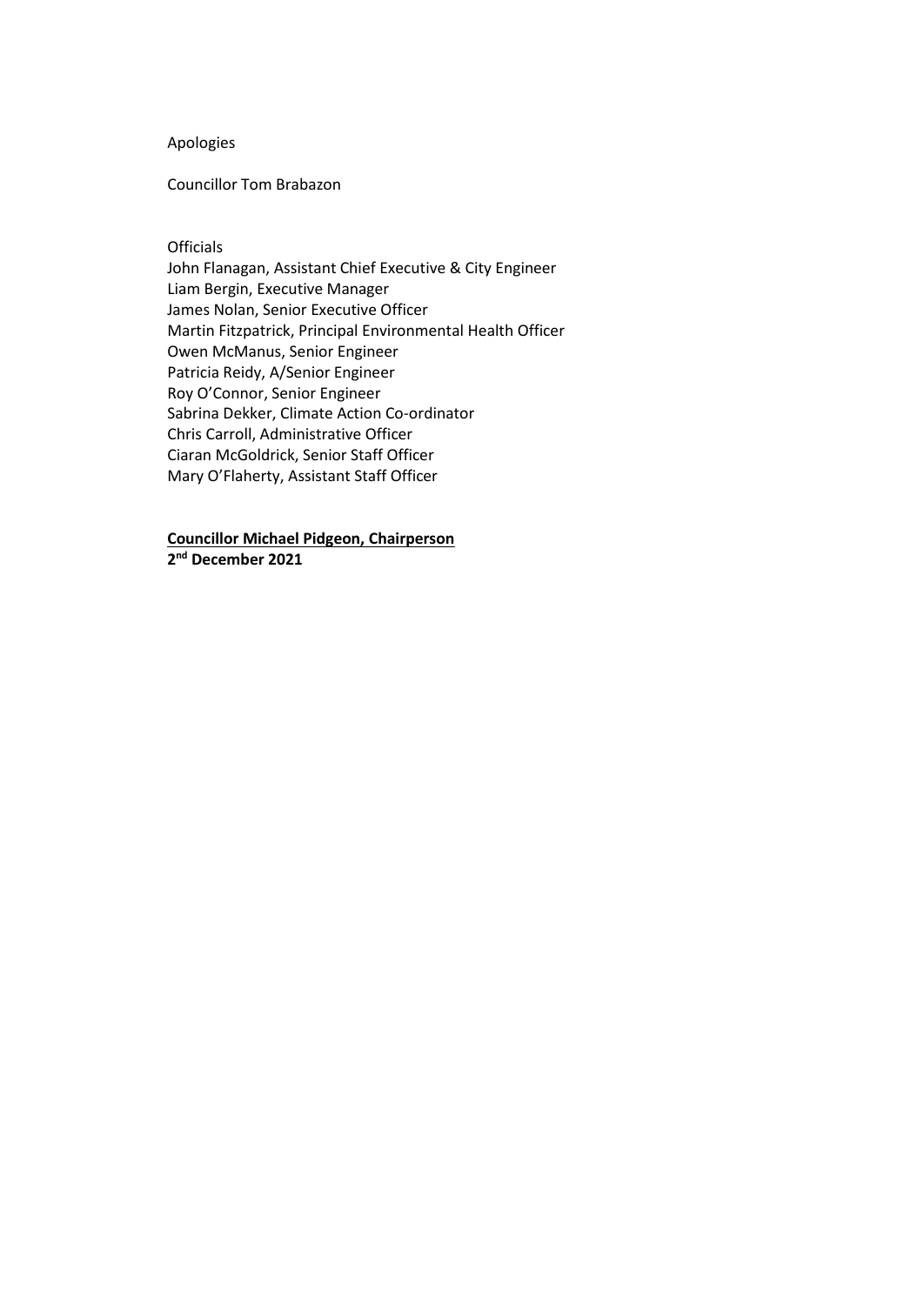Apologies

Councillor Tom Brabazon

Officials
John Flanagan, Assistant Chief Executive & City Engineer
Liam Bergin, Executive Manager
James Nolan, Senior Executive Officer
Martin Fitzpatrick, Principal Environmental Health Officer
Owen McManus, Senior Engineer
Patricia Reidy, A/Senior Engineer
Roy O'Connor, Senior Engineer
Sabrina Dekker, Climate Action Co-ordinator
Chris Carroll, Administrative Officer
Ciaran McGoldrick, Senior Staff Officer
Mary O'Flaherty, Assistant Staff Officer

**Councillor Michael Pidgeon, Chairperson**
**2nd December 2021**